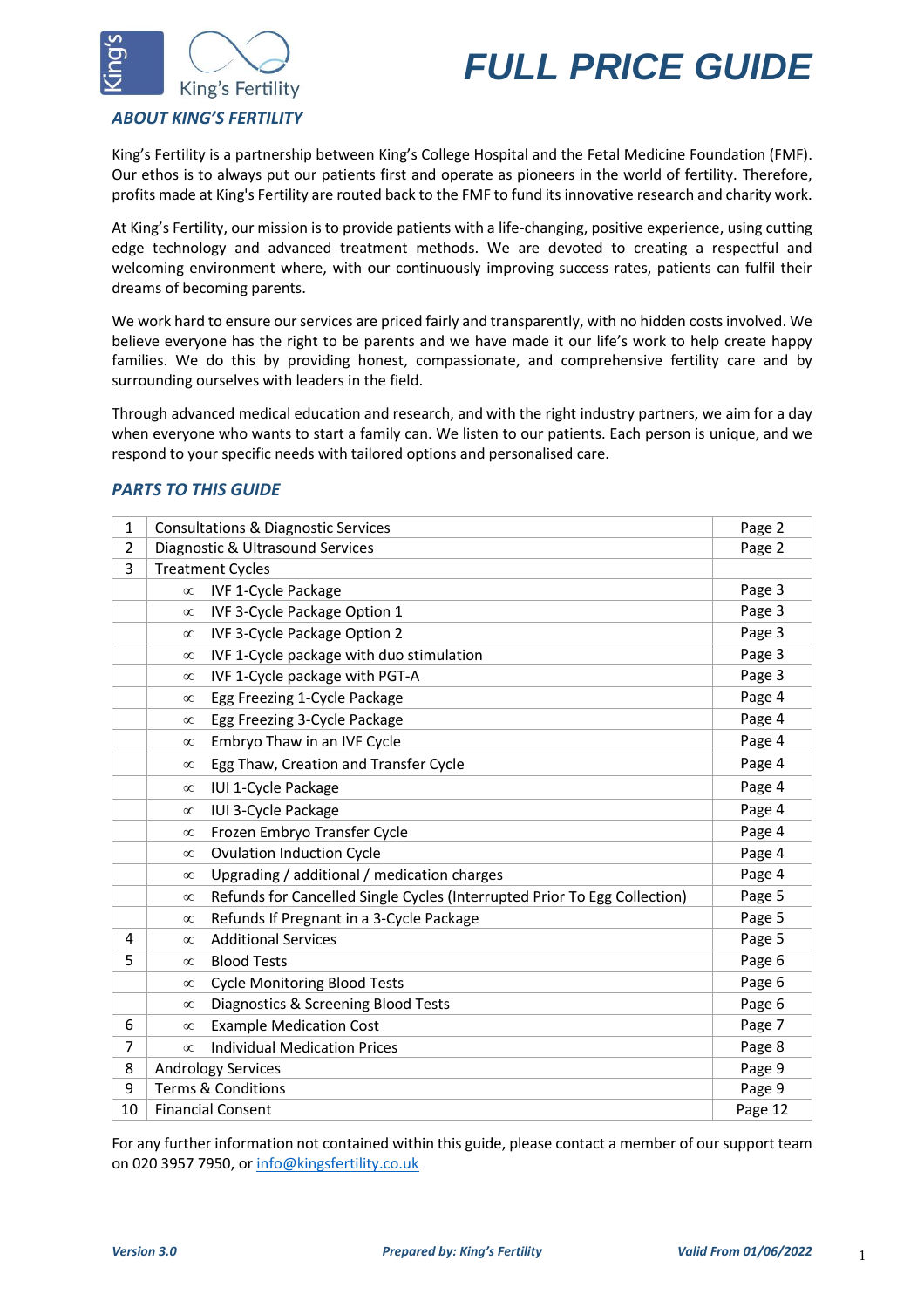# FULL PRICE GUIDE

King's Fertility

## ABOUT KING'S FERTILITY

King's Fertility is a partnership between King's College Hospital and the Fetal Medicine Foundation (FMF). Our ethos is to always put our patients first and operate as pioneers in the world of fertility. Therefore, profits made at King's Fertility are routed back to the FMF to fund its innovative research and charity work.

At King's Fertility, our mission is to provide patients with a life-changing, positive experience, using cutting edge technology and advanced treatment methods. We are devoted to creating a respectful and welcoming environment where, with our continuously improving success rates, patients can fulfil their dreams of becoming parents.

We work hard to ensure our services are priced fairly and transparently, with no hidden costs involved. We believe everyone has the right to be parents and we have made it our life's work to help create happy families. We do this by providing honest, compassionate, and comprehensive fertility care and by surrounding ourselves with leaders in the field.

Through advanced medical education and research, and with the right industry partners, we aim for a day when everyone who wants to start a family can. We listen to our patients. Each person is unique, and we respond to your specific needs with tailored options and personalised care.

## PARTS TO THIS GUIDE

| | | |
|---|---|---|
| 1 | Consultations & Diagnostic Services | Page 2 |
| 2 | Diagnostic & Ultrasound Services | Page 2 |
| 3 | Treatment Cycles | |
| | ∝ IVF 1-Cycle Package | Page 3 |
| | ∝ IVF 3-Cycle Package Option 1 | Page 3 |
| | ∝ IVF 3-Cycle Package Option 2 | Page 3 |
| | ∝ IVF 1-Cycle package with duo stimulation | Page 3 |
| | ∝ IVF 1-Cycle package with PGT-A | Page 3 |
| | ∝ Egg Freezing 1-Cycle Package | Page 4 |
| | ∝ Egg Freezing 3-Cycle Package | Page 4 |
| | ∝ Embryo Thaw in an IVF Cycle | Page 4 |
| | ∝ Egg Thaw, Creation and Transfer Cycle | Page 4 |
| | ∝ IUI 1-Cycle Package | Page 4 |
| | ∝ IUI 3-Cycle Package | Page 4 |
| | ∝ Frozen Embryo Transfer Cycle | Page 4 |
| | ∝ Ovulation Induction Cycle | Page 4 |
| | ∝ Upgrading / additional / medication charges | Page 4 |
| | ∝ Refunds for Cancelled Single Cycles (Interrupted Prior To Egg Collection) | Page 5 |
| | ∝ Refunds If Pregnant in a 3-Cycle Package | Page 5 |
| 4 | ∝ Additional Services | Page 5 |
| 5 | ∝ Blood Tests | Page 6 |
| | ∝ Cycle Monitoring Blood Tests | Page 6 |
| | ∝ Diagnostics & Screening Blood Tests | Page 6 |
| 6 | ∝ Example Medication Cost | Page 7 |
| 7 | ∝ Individual Medication Prices | Page 8 |
| 8 | Andrology Services | Page 9 |
| 9 | Terms & Conditions | Page 9 |
| 10 | Financial Consent | Page 12 |

For any further information not contained within this guide, please contact a member of our support team on 020 3957 7950, or info@kingsfertility.co.uk

*Version 3.0* *Prepared by: King's Fertility* *Valid From 01/06/2022*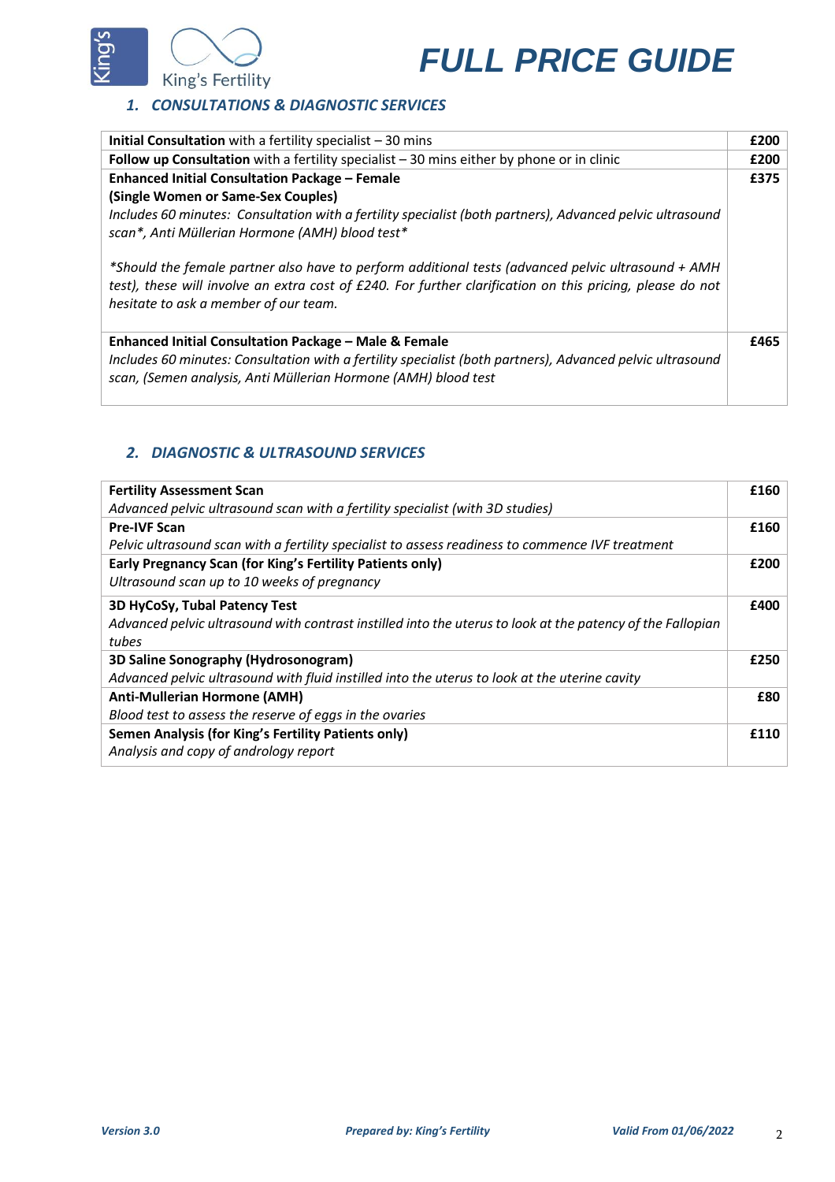# FULL PRICE GUIDE

## 1. CONSULTATIONS & DIAGNOSTIC SERVICES

| Service | Price |
| --- | --- |
| **Initial Consultation** with a fertility specialist – 30 mins | **£200** |
| **Follow up Consultation** with a fertility specialist – 30 mins either by phone or in clinic | **£200** |
| **Enhanced Initial Consultation Package – Female** **(Single Women or Same-Sex Couples)** *Includes 60 minutes: Consultation with a fertility specialist (both partners), Advanced pelvic ultrasound scan*, Anti Müllerian Hormone (AMH) blood test** *Should the female partner also have to perform additional tests (advanced pelvic ultrasound + AMH test), these will involve an extra cost of £240. For further clarification on this pricing, please do not hesitate to ask a member of our team.* | **£375** |
| **Enhanced Initial Consultation Package – Male & Female** *Includes 60 minutes: Consultation with a fertility specialist (both partners), Advanced pelvic ultrasound scan, (Semen analysis, Anti Müllerian Hormone (AMH) blood test* | **£465** |

## 2. DIAGNOSTIC & ULTRASOUND SERVICES

| Service | Price |
| --- | --- |
| **Fertility Assessment Scan** *Advanced pelvic ultrasound scan with a fertility specialist (with 3D studies)* | **£160** |
| **Pre-IVF Scan** *Pelvic ultrasound scan with a fertility specialist to assess readiness to commence IVF treatment* | **£160** |
| **Early Pregnancy Scan (for King's Fertility Patients only)** *Ultrasound scan up to 10 weeks of pregnancy* | **£200** |
| **3D HyCoSy, Tubal Patency Test** *Advanced pelvic ultrasound with contrast instilled into the uterus to look at the patency of the Fallopian tubes* | **£400** |
| **3D Saline Sonography (Hydrosonogram)** *Advanced pelvic ultrasound with fluid instilled into the uterus to look at the uterine cavity* | **£250** |
| **Anti-Mullerian Hormone (AMH)** *Blood test to assess the reserve of eggs in the ovaries* | **£80** |
| **Semen Analysis (for King's Fertility Patients only)** *Analysis and copy of andrology report* | **£110** |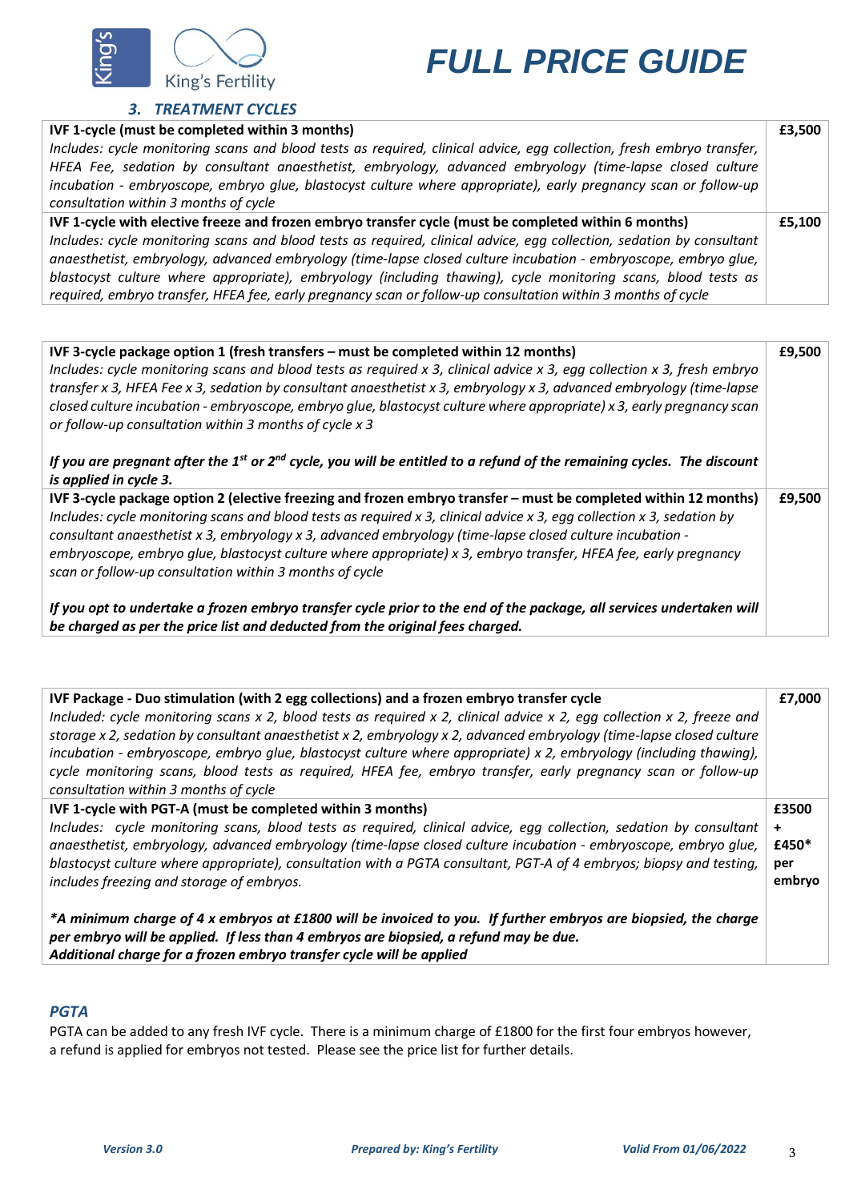# FULL PRICE GUIDE

### 3. TREATMENT CYCLES

| | |
|---|---|
| **IVF 1-cycle (must be completed within 3 months)**<br>*Includes: cycle monitoring scans and blood tests as required, clinical advice, egg collection, fresh embryo transfer, HFEA Fee, sedation by consultant anaesthetist, embryology, advanced embryology (time-lapse closed culture incubation - embryoscope, embryo glue, blastocyst culture where appropriate), early pregnancy scan or follow-up consultation within 3 months of cycle* | **£3,500** |
| **IVF 1-cycle with elective freeze and frozen embryo transfer cycle (must be completed within 6 months)**<br>*Includes: cycle monitoring scans and blood tests as required, clinical advice, egg collection, sedation by consultant anaesthetist, embryology, advanced embryology (time-lapse closed culture incubation - embryoscope, embryo glue, blastocyst culture where appropriate), embryology (including thawing), cycle monitoring scans, blood tests as required, embryo transfer, HFEA fee, early pregnancy scan or follow-up consultation within 3 months of cycle* | **£5,100** |

| | |
|---|---|
| **IVF 3-cycle package option 1 (fresh transfers – must be completed within 12 months)**<br>*Includes: cycle monitoring scans and blood tests as required x 3, clinical advice x 3, egg collection x 3, fresh embryo transfer x 3, HFEA Fee x 3, sedation by consultant anaesthetist x 3, embryology x 3, advanced embryology (time-lapse closed culture incubation - embryoscope, embryo glue, blastocyst culture where appropriate) x 3, early pregnancy scan or follow-up consultation within 3 months of cycle x 3*<br><br>***If you are pregnant after the 1st or 2nd cycle, you will be entitled to a refund of the remaining cycles. The discount is applied in cycle 3.*** | **£9,500** |
| **IVF 3-cycle package option 2 (elective freezing and frozen embryo transfer – must be completed within 12 months)**<br>*Includes: cycle monitoring scans and blood tests as required x 3, clinical advice x 3, egg collection x 3, sedation by consultant anaesthetist x 3, embryology x 3, advanced embryology (time-lapse closed culture incubation - embryoscope, embryo glue, blastocyst culture where appropriate) x 3, embryo transfer, HFEA fee, early pregnancy scan or follow-up consultation within 3 months of cycle*<br><br>***If you opt to undertake a frozen embryo transfer cycle prior to the end of the package, all services undertaken will be charged as per the price list and deducted from the original fees charged.*** | **£9,500** |

| | |
|---|---|
| **IVF Package - Duo stimulation (with 2 egg collections) and a frozen embryo transfer cycle**<br>*Included: cycle monitoring scans x 2, blood tests as required x 2, clinical advice x 2, egg collection x 2, freeze and storage x 2, sedation by consultant anaesthetist x 2, embryology x 2, advanced embryology (time-lapse closed culture incubation - embryoscope, embryo glue, blastocyst culture where appropriate) x 2, embryology (including thawing), cycle monitoring scans, blood tests as required, HFEA fee, embryo transfer, early pregnancy scan or follow-up consultation within 3 months of cycle* | **£7,000** |
| **IVF 1-cycle with PGT-A (must be completed within 3 months)**<br>*Includes: cycle monitoring scans, blood tests as required, clinical advice, egg collection, sedation by consultant anaesthetist, embryology, advanced embryology (time-lapse closed culture incubation - embryoscope, embryo glue, blastocyst culture where appropriate), consultation with a PGTA consultant, PGT-A of 4 embryos; biopsy and testing, includes freezing and storage of embryos.*<br><br>***A minimum charge of 4 x embryos at £1800 will be invoiced to you. If further embryos are biopsied, the charge per embryo will be applied. If less than 4 embryos are biopsied, a refund may be due.***<br>***Additional charge for a frozen embryo transfer cycle will be applied*** | **£3500 + £450* per embryo** |

### PGTA

PGTA can be added to any fresh IVF cycle. There is a minimum charge of £1800 for the first four embryos however, a refund is applied for embryos not tested. Please see the price list for further details.

*Version 3.0* *Prepared by: King's Fertility* *Valid From 01/06/2022*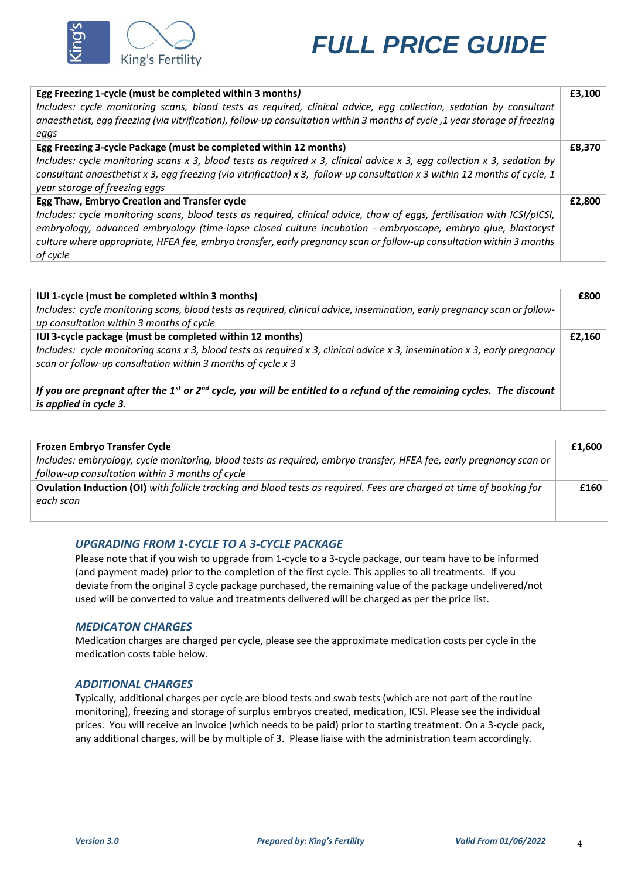# FULL PRICE GUIDE

| Treatment | Price |
|---|---|
| **Egg Freezing 1-cycle (must be completed within 3 months)** *Includes: cycle monitoring scans, blood tests as required, clinical advice, egg collection, sedation by consultant anaesthetist, egg freezing (via vitrification), follow-up consultation within 3 months of cycle ,1 year storage of freezing eggs* | **£3,100** |
| **Egg Freezing 3-cycle Package (must be completed within 12 months)** *Includes: cycle monitoring scans x 3, blood tests as required x 3, clinical advice x 3, egg collection x 3, sedation by consultant anaesthetist x 3, egg freezing (via vitrification) x 3, follow-up consultation x 3 within 12 months of cycle, 1 year storage of freezing eggs* | **£8,370** |
| **Egg Thaw, Embryo Creation and Transfer cycle** *Includes: cycle monitoring scans, blood tests as required, clinical advice, thaw of eggs, fertilisation with ICSI/pICSI, embryology, advanced embryology (time-lapse closed culture incubation - embryoscope, embryo glue, blastocyst culture where appropriate, HFEA fee, embryo transfer, early pregnancy scan or follow-up consultation within 3 months of cycle* | **£2,800** |

| Treatment | Price |
|---|---|
| **IUI 1-cycle (must be completed within 3 months)** *Includes: cycle monitoring scans, blood tests as required, clinical advice, insemination, early pregnancy scan or follow-up consultation within 3 months of cycle* | **£800** |
| **IUI 3-cycle package (must be completed within 12 months)** *Includes: cycle monitoring scans x 3, blood tests as required x 3, clinical advice x 3, insemination x 3, early pregnancy scan or follow-up consultation within 3 months of cycle x 3* ***If you are pregnant after the 1st or 2nd cycle, you will be entitled to a refund of the remaining cycles. The discount is applied in cycle 3.*** | **£2,160** |

| Treatment | Price |
|---|---|
| **Frozen Embryo Transfer Cycle** *Includes: embryology, cycle monitoring, blood tests as required, embryo transfer, HFEA fee, early pregnancy scan or follow-up consultation within 3 months of cycle* | **£1,600** |
| **Ovulation Induction (OI)** *with follicle tracking and blood tests as required. Fees are charged at time of booking for each scan* | **£160** |

### *UPGRADING FROM 1-CYCLE TO A 3-CYCLE PACKAGE*

Please note that if you wish to upgrade from 1-cycle to a 3-cycle package, our team have to be informed (and payment made) prior to the completion of the first cycle. This applies to all treatments. If you deviate from the original 3 cycle package purchased, the remaining value of the package undelivered/not used will be converted to value and treatments delivered will be charged as per the price list.

### *MEDICATON CHARGES*

Medication charges are charged per cycle, please see the approximate medication costs per cycle in the medication costs table below.

### *ADDITIONAL CHARGES*

Typically, additional charges per cycle are blood tests and swab tests (which are not part of the routine monitoring), freezing and storage of surplus embryos created, medication, ICSI. Please see the individual prices. You will receive an invoice (which needs to be paid) prior to starting treatment. On a 3-cycle pack, any additional charges, will be by multiple of 3. Please liaise with the administration team accordingly.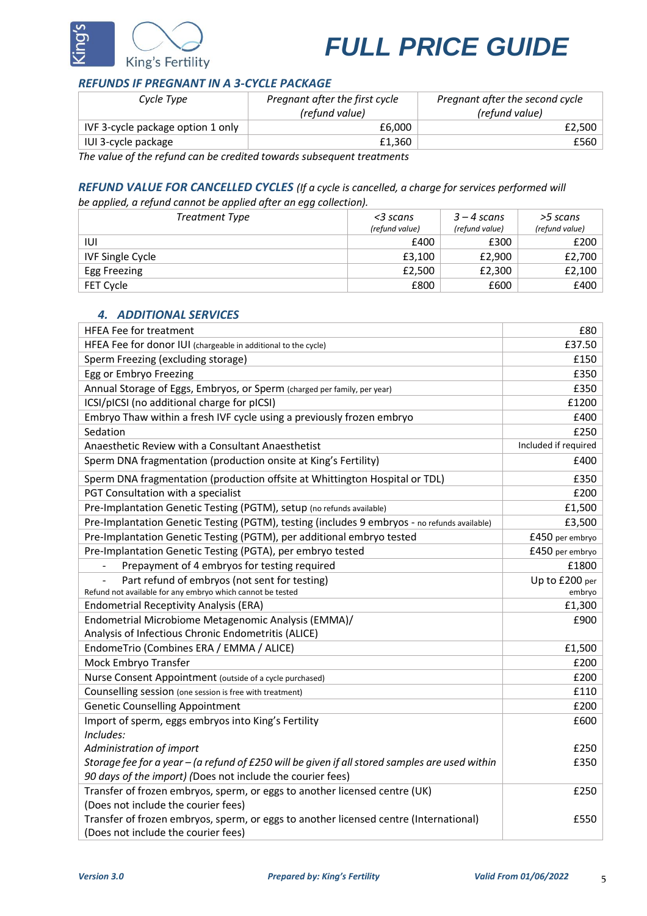## *REFUNDS IF PREGNANT IN A 3-CYCLE PACKAGE*

| *Cycle Type* | *Pregnant after the first cycle (refund value)* | *Pregnant after the second cycle (refund value)* |
|---|---|---|
| IVF 3-cycle package option 1 only | £6,000 | £2,500 |
| IUI 3-cycle package | £1,360 | £560 |

*The value of the refund can be credited towards subsequent treatments*

## *REFUND VALUE FOR CANCELLED CYCLES* *(If a cycle is cancelled, a charge for services performed will be applied, a refund cannot be applied after an egg collection).*

| *Treatment Type* | *<3 scans (refund value)* | *3 – 4 scans (refund value)* | *>5 scans (refund value)* |
|---|---|---|---|
| IUI | £400 | £300 | £200 |
| IVF Single Cycle | £3,100 | £2,900 | £2,700 |
| Egg Freezing | £2,500 | £2,300 | £2,100 |
| FET Cycle | £800 | £600 | £400 |

## *4. ADDITIONAL SERVICES*

| | |
|---|---|
| HFEA Fee for treatment | £80 |
| HFEA Fee for donor IUI (chargeable in additional to the cycle) | £37.50 |
| Sperm Freezing (excluding storage) | £150 |
| Egg or Embryo Freezing | £350 |
| Annual Storage of Eggs, Embryos, or Sperm (charged per family, per year) | £350 |
| ICSI/pICSI (no additional charge for pICSI) | £1200 |
| Embryo Thaw within a fresh IVF cycle using a previously frozen embryo | £400 |
| Sedation | £250 |
| Anaesthetic Review with a Consultant Anaesthetist | Included if required |
| Sperm DNA fragmentation (production onsite at King's Fertility) | £400 |
| Sperm DNA fragmentation (production offsite at Whittington Hospital or TDL) | £350 |
| PGT Consultation with a specialist | £200 |
| Pre-Implantation Genetic Testing (PGTM), setup (no refunds available) | £1,500 |
| Pre-Implantation Genetic Testing (PGTM), testing (includes 9 embryos - no refunds available) | £3,500 |
| Pre-Implantation Genetic Testing (PGTM), per additional embryo tested | £450 per embryo |
| Pre-Implantation Genetic Testing (PGTA), per embryo tested | £450 per embryo |
| - Prepayment of 4 embryos for testing required | £1800 |
| - Part refund of embryos (not sent for testing)<br>Refund not available for any embryo which cannot be tested | Up to £200 per embryo |
| Endometrial Receptivity Analysis (ERA) | £1,300 |
| Endometrial Microbiome Metagenomic Analysis (EMMA)/<br>Analysis of Infectious Chronic Endometritis (ALICE) | £900 |
| EndomeTrio (Combines ERA / EMMA / ALICE) | £1,500 |
| Mock Embryo Transfer | £200 |
| Nurse Consent Appointment (outside of a cycle purchased) | £200 |
| Counselling session (one session is free with treatment) | £110 |
| Genetic Counselling Appointment | £200 |
| Import of sperm, eggs embryos into King's Fertility<br>*Includes:*<br>*Administration of import*<br>*Storage fee for a year – (a refund of £250 will be given if all stored samples are used within 90 days of the import)* (Does not include the courier fees) | £600<br><br>£250<br>£350 |
| Transfer of frozen embryos, sperm, or eggs to another licensed centre (UK)<br>(Does not include the courier fees) | £250 |
| Transfer of frozen embryos, sperm, or eggs to another licensed centre (International)<br>(Does not include the courier fees) | £550 |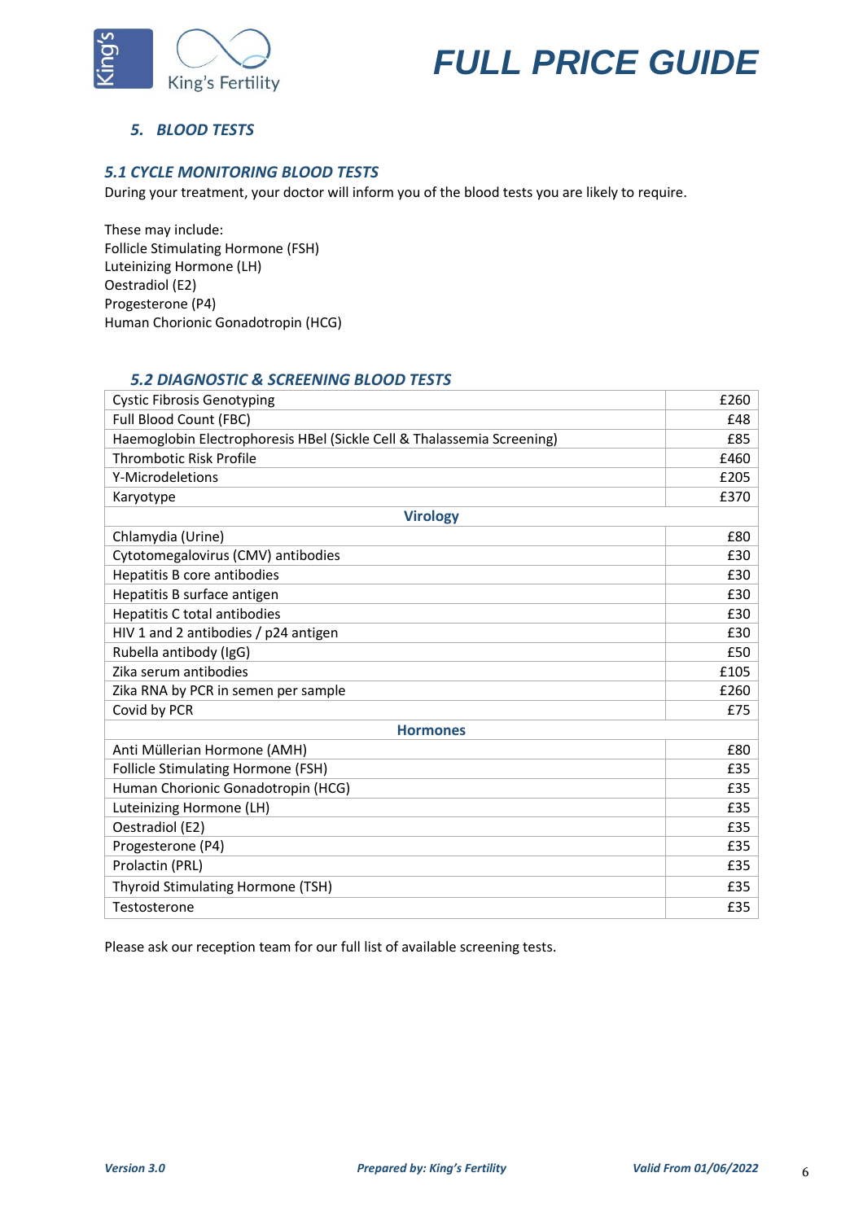# FULL PRICE GUIDE

## 5. BLOOD TESTS

### 5.1 CYCLE MONITORING BLOOD TESTS

During your treatment, your doctor will inform you of the blood tests you are likely to require.

These may include:
Follicle Stimulating Hormone (FSH)
Luteinizing Hormone (LH)
Oestradiol (E2)
Progesterone (P4)
Human Chorionic Gonadotropin (HCG)

### 5.2 DIAGNOSTIC & SCREENING BLOOD TESTS

| Test | Price |
|---|---|
| Cystic Fibrosis Genotyping | £260 |
| Full Blood Count (FBC) | £48 |
| Haemoglobin Electrophoresis HBel (Sickle Cell & Thalassemia Screening) | £85 |
| Thrombotic Risk Profile | £460 |
| Y-Microdeletions | £205 |
| Karyotype | £370 |
| **Virology** | |
| Chlamydia (Urine) | £80 |
| Cytotomegalovirus (CMV) antibodies | £30 |
| Hepatitis B core antibodies | £30 |
| Hepatitis B surface antigen | £30 |
| Hepatitis C total antibodies | £30 |
| HIV 1 and 2 antibodies / p24 antigen | £30 |
| Rubella antibody (IgG) | £50 |
| Zika serum antibodies | £105 |
| Zika RNA by PCR in semen per sample | £260 |
| Covid by PCR | £75 |
| **Hormones** | |
| Anti Müllerian Hormone (AMH) | £80 |
| Follicle Stimulating Hormone (FSH) | £35 |
| Human Chorionic Gonadotropin (HCG) | £35 |
| Luteinizing Hormone (LH) | £35 |
| Oestradiol (E2) | £35 |
| Progesterone (P4) | £35 |
| Prolactin (PRL) | £35 |
| Thyroid Stimulating Hormone (TSH) | £35 |
| Testosterone | £35 |

Please ask our reception team for our full list of available screening tests.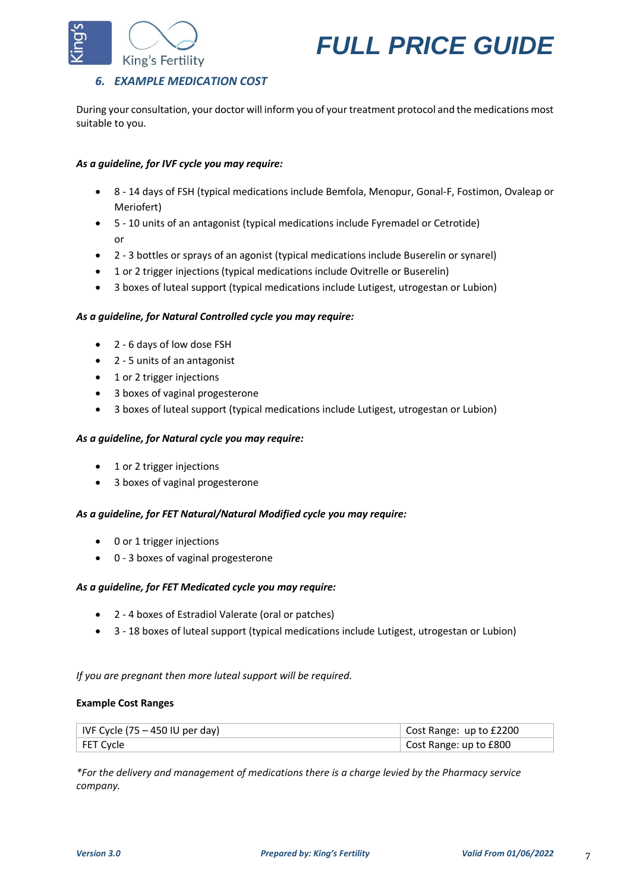## 6. *EXAMPLE MEDICATION COST*

During your consultation, your doctor will inform you of your treatment protocol and the medications most suitable to you.

***As a guideline, for IVF cycle you may require:***

- 8 - 14 days of FSH (typical medications include Bemfola, Menopur, Gonal-F, Fostimon, Ovaleap or Meriofert)
- 5 - 10 units of an antagonist (typical medications include Fyremadel or Cetrotide)
  or
- 2 - 3 bottles or sprays of an agonist (typical medications include Buserelin or synarel)
- 1 or 2 trigger injections (typical medications include Ovitrelle or Buserelin)
- 3 boxes of luteal support (typical medications include Lutigest, utrogestan or Lubion)

***As a guideline, for Natural Controlled cycle you may require:***

- 2 - 6 days of low dose FSH
- 2 - 5 units of an antagonist
- 1 or 2 trigger injections
- 3 boxes of vaginal progesterone
- 3 boxes of luteal support (typical medications include Lutigest, utrogestan or Lubion)

***As a guideline, for Natural cycle you may require:***

- 1 or 2 trigger injections
- 3 boxes of vaginal progesterone

***As a guideline, for FET Natural/Natural Modified cycle you may require:***

- 0 or 1 trigger injections
- 0 - 3 boxes of vaginal progesterone

***As a guideline, for FET Medicated cycle you may require:***

- 2 - 4 boxes of Estradiol Valerate (oral or patches)
- 3 - 18 boxes of luteal support (typical medications include Lutigest, utrogestan or Lubion)

*If you are pregnant then more luteal support will be required.*

**Example Cost Ranges**

| | |
|---|---|
| IVF Cycle (75 – 450 IU per day) | Cost Range: up to £2200 |
| FET Cycle | Cost Range: up to £800 |

*\*For the delivery and management of medications there is a charge levied by the Pharmacy service company.*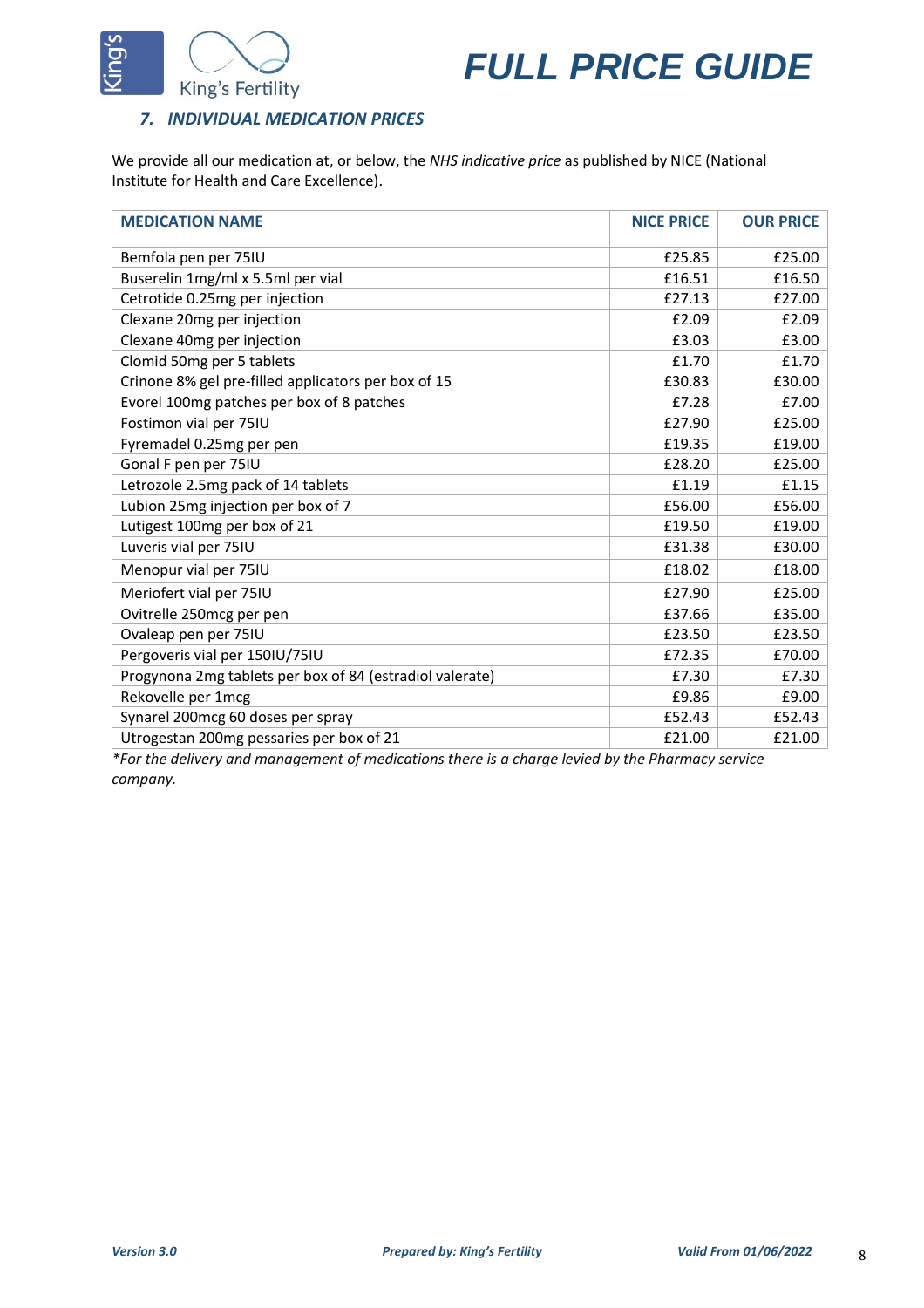# FULL PRICE GUIDE

## *7. INDIVIDUAL MEDICATION PRICES*

We provide all our medication at, or below, the *NHS indicative price* as published by NICE (National Institute for Health and Care Excellence).

| MEDICATION NAME | NICE PRICE | OUR PRICE |
|---|---|---|
| Bemfola pen per 75IU | £25.85 | £25.00 |
| Buserelin 1mg/ml x 5.5ml per vial | £16.51 | £16.50 |
| Cetrotide 0.25mg per injection | £27.13 | £27.00 |
| Clexane 20mg per injection | £2.09 | £2.09 |
| Clexane 40mg per injection | £3.03 | £3.00 |
| Clomid 50mg per 5 tablets | £1.70 | £1.70 |
| Crinone 8% gel pre-filled applicators per box of 15 | £30.83 | £30.00 |
| Evorel 100mg patches per box of 8 patches | £7.28 | £7.00 |
| Fostimon vial per 75IU | £27.90 | £25.00 |
| Fyremadel 0.25mg per pen | £19.35 | £19.00 |
| Gonal F pen per 75IU | £28.20 | £25.00 |
| Letrozole 2.5mg pack of 14 tablets | £1.19 | £1.15 |
| Lubion 25mg injection per box of 7 | £56.00 | £56.00 |
| Lutigest 100mg per box of 21 | £19.50 | £19.00 |
| Luveris vial per 75IU | £31.38 | £30.00 |
| Menopur vial per 75IU | £18.02 | £18.00 |
| Meriofert vial per 75IU | £27.90 | £25.00 |
| Ovitrelle 250mcg per pen | £37.66 | £35.00 |
| Ovaleap pen per 75IU | £23.50 | £23.50 |
| Pergoveris vial per 150IU/75IU | £72.35 | £70.00 |
| Progynona 2mg tablets per box of 84 (estradiol valerate) | £7.30 | £7.30 |
| Rekovelle per 1mcg | £9.86 | £9.00 |
| Synarel 200mcg 60 doses per spray | £52.43 | £52.43 |
| Utrogestan 200mg pessaries per box of 21 | £21.00 | £21.00 |

*For the delivery and management of medications there is a charge levied by the Pharmacy service company.*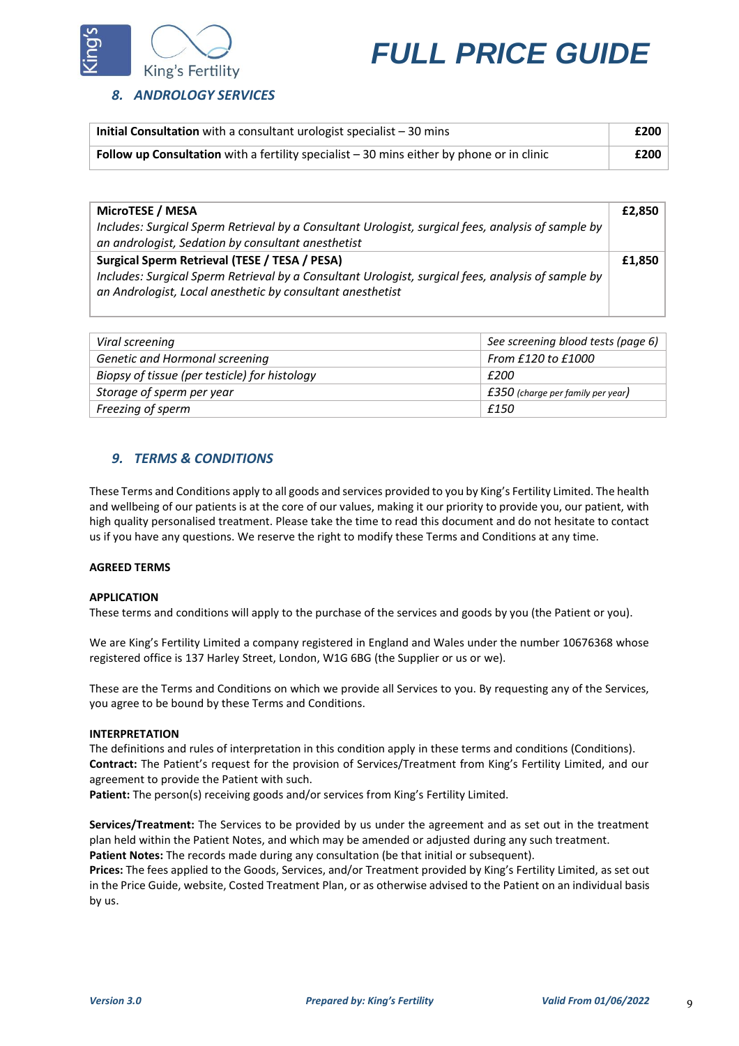### *8. ANDROLOGY SERVICES*

| | |
|---|---|
| **Initial Consultation** with a consultant urologist specialist – 30 mins | **£200** |
| **Follow up Consultation** with a fertility specialist – 30 mins either by phone or in clinic | **£200** |

| | |
|---|---|
| **MicroTESE / MESA**<br>*Includes: Surgical Sperm Retrieval by a Consultant Urologist, surgical fees, analysis of sample by an andrologist, Sedation by consultant anesthetist* | **£2,850** |
| **Surgical Sperm Retrieval (TESE / TESA / PESA)**<br>*Includes: Surgical Sperm Retrieval by a Consultant Urologist, surgical fees, analysis of sample by an Andrologist, Local anesthetic by consultant anesthetist* | **£1,850** |

| | |
|---|---|
| *Viral screening* | *See screening blood tests (page 6)* |
| *Genetic and Hormonal screening* | *From £120 to £1000* |
| *Biopsy of tissue (per testicle) for histology* | *£200* |
| *Storage of sperm per year* | *£350 (charge per family per year)* |
| *Freezing of sperm* | *£150* |

### *9. TERMS & CONDITIONS*

These Terms and Conditions apply to all goods and services provided to you by King's Fertility Limited. The health and wellbeing of our patients is at the core of our values, making it our priority to provide you, our patient, with high quality personalised treatment. Please take the time to read this document and do not hesitate to contact us if you have any questions. We reserve the right to modify these Terms and Conditions at any time.

**AGREED TERMS**

**APPLICATION**

These terms and conditions will apply to the purchase of the services and goods by you (the Patient or you).

We are King's Fertility Limited a company registered in England and Wales under the number 10676368 whose registered office is 137 Harley Street, London, W1G 6BG (the Supplier or us or we).

These are the Terms and Conditions on which we provide all Services to you. By requesting any of the Services, you agree to be bound by these Terms and Conditions.

**INTERPRETATION**

The definitions and rules of interpretation in this condition apply in these terms and conditions (Conditions).
**Contract:** The Patient's request for the provision of Services/Treatment from King's Fertility Limited, and our agreement to provide the Patient with such.
**Patient:** The person(s) receiving goods and/or services from King's Fertility Limited.

**Services/Treatment:** The Services to be provided by us under the agreement and as set out in the treatment plan held within the Patient Notes, and which may be amended or adjusted during any such treatment.
**Patient Notes:** The records made during any consultation (be that initial or subsequent).
**Prices:** The fees applied to the Goods, Services, and/or Treatment provided by King's Fertility Limited, as set out in the Price Guide, website, Costed Treatment Plan, or as otherwise advised to the Patient on an individual basis by us.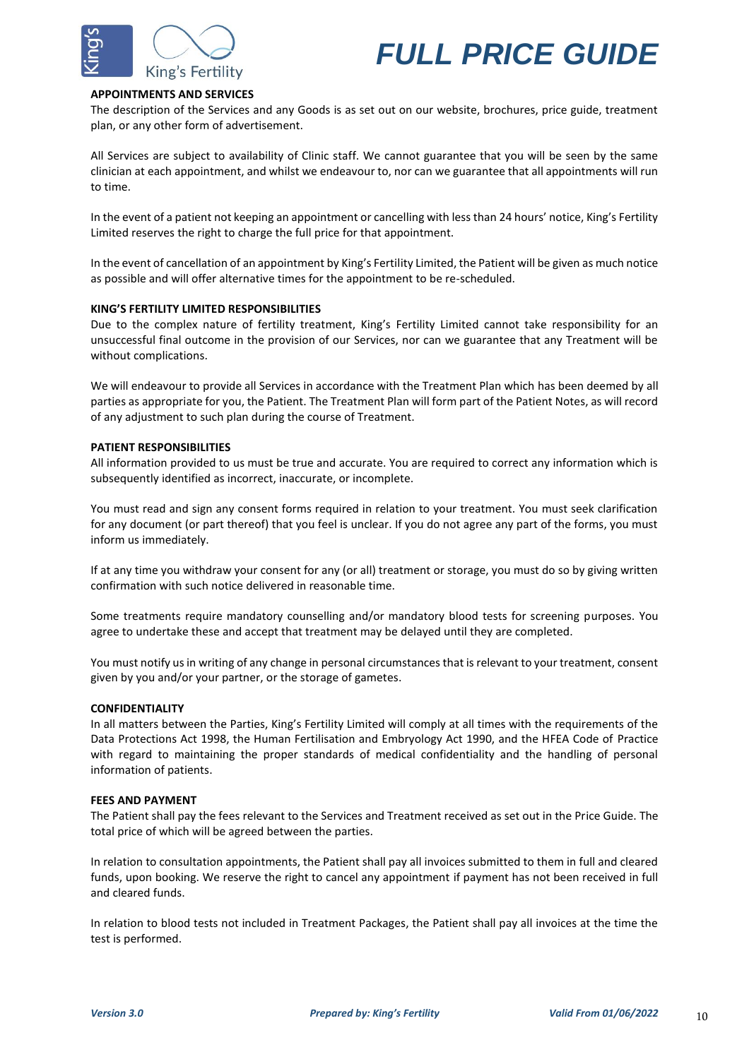## APPOINTMENTS AND SERVICES

The description of the Services and any Goods is as set out on our website, brochures, price guide, treatment plan, or any other form of advertisement.

All Services are subject to availability of Clinic staff. We cannot guarantee that you will be seen by the same clinician at each appointment, and whilst we endeavour to, nor can we guarantee that all appointments will run to time.

In the event of a patient not keeping an appointment or cancelling with less than 24 hours' notice, King's Fertility Limited reserves the right to charge the full price for that appointment.

In the event of cancellation of an appointment by King's Fertility Limited, the Patient will be given as much notice as possible and will offer alternative times for the appointment to be re-scheduled.

## KING'S FERTILITY LIMITED RESPONSIBILITIES

Due to the complex nature of fertility treatment, King's Fertility Limited cannot take responsibility for an unsuccessful final outcome in the provision of our Services, nor can we guarantee that any Treatment will be without complications.

We will endeavour to provide all Services in accordance with the Treatment Plan which has been deemed by all parties as appropriate for you, the Patient. The Treatment Plan will form part of the Patient Notes, as will record of any adjustment to such plan during the course of Treatment.

## PATIENT RESPONSIBILITIES

All information provided to us must be true and accurate. You are required to correct any information which is subsequently identified as incorrect, inaccurate, or incomplete.

You must read and sign any consent forms required in relation to your treatment. You must seek clarification for any document (or part thereof) that you feel is unclear. If you do not agree any part of the forms, you must inform us immediately.

If at any time you withdraw your consent for any (or all) treatment or storage, you must do so by giving written confirmation with such notice delivered in reasonable time.

Some treatments require mandatory counselling and/or mandatory blood tests for screening purposes. You agree to undertake these and accept that treatment may be delayed until they are completed.

You must notify us in writing of any change in personal circumstances that is relevant to your treatment, consent given by you and/or your partner, or the storage of gametes.

## CONFIDENTIALITY

In all matters between the Parties, King's Fertility Limited will comply at all times with the requirements of the Data Protections Act 1998, the Human Fertilisation and Embryology Act 1990, and the HFEA Code of Practice with regard to maintaining the proper standards of medical confidentiality and the handling of personal information of patients.

## FEES AND PAYMENT

The Patient shall pay the fees relevant to the Services and Treatment received as set out in the Price Guide. The total price of which will be agreed between the parties.

In relation to consultation appointments, the Patient shall pay all invoices submitted to them in full and cleared funds, upon booking. We reserve the right to cancel any appointment if payment has not been received in full and cleared funds.

In relation to blood tests not included in Treatment Packages, the Patient shall pay all invoices at the time the test is performed.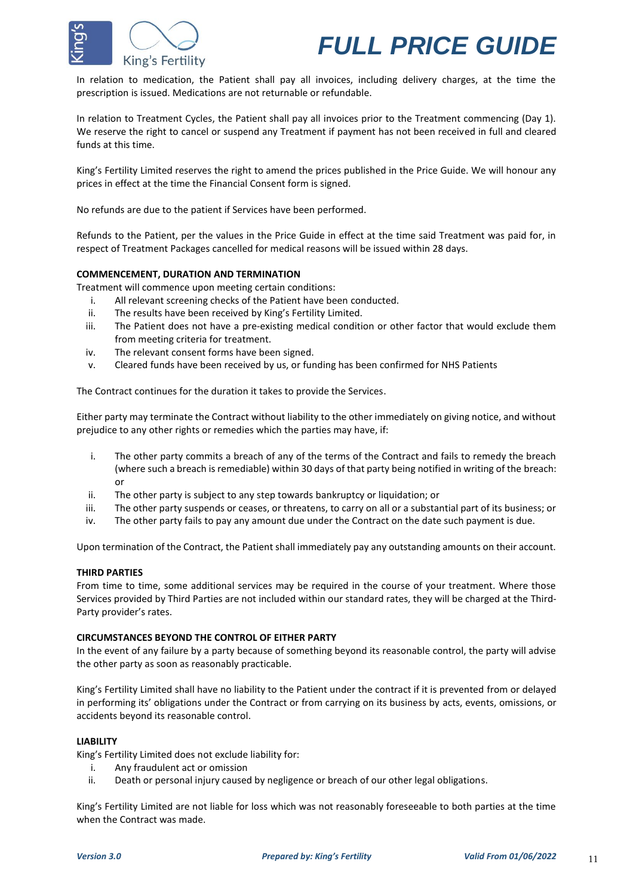In relation to medication, the Patient shall pay all invoices, including delivery charges, at the time the prescription is issued. Medications are not returnable or refundable.

In relation to Treatment Cycles, the Patient shall pay all invoices prior to the Treatment commencing (Day 1). We reserve the right to cancel or suspend any Treatment if payment has not been received in full and cleared funds at this time.

King's Fertility Limited reserves the right to amend the prices published in the Price Guide. We will honour any prices in effect at the time the Financial Consent form is signed.

No refunds are due to the patient if Services have been performed.

Refunds to the Patient, per the values in the Price Guide in effect at the time said Treatment was paid for, in respect of Treatment Packages cancelled for medical reasons will be issued within 28 days.

**COMMENCEMENT, DURATION AND TERMINATION**

Treatment will commence upon meeting certain conditions:

i. All relevant screening checks of the Patient have been conducted.
ii. The results have been received by King's Fertility Limited.
iii. The Patient does not have a pre-existing medical condition or other factor that would exclude them from meeting criteria for treatment.
iv. The relevant consent forms have been signed.
v. Cleared funds have been received by us, or funding has been confirmed for NHS Patients

The Contract continues for the duration it takes to provide the Services.

Either party may terminate the Contract without liability to the other immediately on giving notice, and without prejudice to any other rights or remedies which the parties may have, if:

i. The other party commits a breach of any of the terms of the Contract and fails to remedy the breach (where such a breach is remediable) within 30 days of that party being notified in writing of the breach: or
ii. The other party is subject to any step towards bankruptcy or liquidation; or
iii. The other party suspends or ceases, or threatens, to carry on all or a substantial part of its business; or
iv. The other party fails to pay any amount due under the Contract on the date such payment is due.

Upon termination of the Contract, the Patient shall immediately pay any outstanding amounts on their account.

**THIRD PARTIES**

From time to time, some additional services may be required in the course of your treatment. Where those Services provided by Third Parties are not included within our standard rates, they will be charged at the Third-Party provider's rates.

**CIRCUMSTANCES BEYOND THE CONTROL OF EITHER PARTY**

In the event of any failure by a party because of something beyond its reasonable control, the party will advise the other party as soon as reasonably practicable.

King's Fertility Limited shall have no liability to the Patient under the contract if it is prevented from or delayed in performing its' obligations under the Contract or from carrying on its business by acts, events, omissions, or accidents beyond its reasonable control.

**LIABILITY**

King's Fertility Limited does not exclude liability for:

i. Any fraudulent act or omission
ii. Death or personal injury caused by negligence or breach of our other legal obligations.

King's Fertility Limited are not liable for loss which was not reasonably foreseeable to both parties at the time when the Contract was made.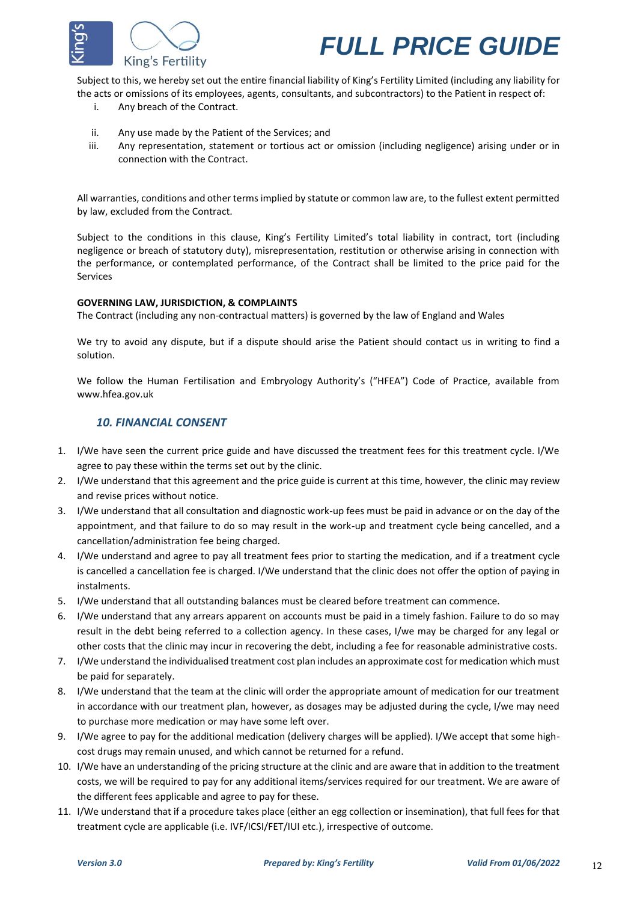Subject to this, we hereby set out the entire financial liability of King's Fertility Limited (including any liability for the acts or omissions of its employees, agents, consultants, and subcontractors) to the Patient in respect of:

i. Any breach of the Contract.
ii. Any use made by the Patient of the Services; and
iii. Any representation, statement or tortious act or omission (including negligence) arising under or in connection with the Contract.

All warranties, conditions and other terms implied by statute or common law are, to the fullest extent permitted by law, excluded from the Contract.

Subject to the conditions in this clause, King's Fertility Limited's total liability in contract, tort (including negligence or breach of statutory duty), misrepresentation, restitution or otherwise arising in connection with the performance, or contemplated performance, of the Contract shall be limited to the price paid for the Services

**GOVERNING LAW, JURISDICTION, & COMPLAINTS**

The Contract (including any non-contractual matters) is governed by the law of England and Wales

We try to avoid any dispute, but if a dispute should arise the Patient should contact us in writing to find a solution.

We follow the Human Fertilisation and Embryology Authority's ("HFEA") Code of Practice, available from www.hfea.gov.uk

## *10. FINANCIAL CONSENT*

1. I/We have seen the current price guide and have discussed the treatment fees for this treatment cycle. I/We agree to pay these within the terms set out by the clinic.
2. I/We understand that this agreement and the price guide is current at this time, however, the clinic may review and revise prices without notice.
3. I/We understand that all consultation and diagnostic work-up fees must be paid in advance or on the day of the appointment, and that failure to do so may result in the work-up and treatment cycle being cancelled, and a cancellation/administration fee being charged.
4. I/We understand and agree to pay all treatment fees prior to starting the medication, and if a treatment cycle is cancelled a cancellation fee is charged. I/We understand that the clinic does not offer the option of paying in instalments.
5. I/We understand that all outstanding balances must be cleared before treatment can commence.
6. I/We understand that any arrears apparent on accounts must be paid in a timely fashion. Failure to do so may result in the debt being referred to a collection agency. In these cases, I/we may be charged for any legal or other costs that the clinic may incur in recovering the debt, including a fee for reasonable administrative costs.
7. I/We understand the individualised treatment cost plan includes an approximate cost for medication which must be paid for separately.
8. I/We understand that the team at the clinic will order the appropriate amount of medication for our treatment in accordance with our treatment plan, however, as dosages may be adjusted during the cycle, I/we may need to purchase more medication or may have some left over.
9. I/We agree to pay for the additional medication (delivery charges will be applied). I/We accept that some high-cost drugs may remain unused, and which cannot be returned for a refund.
10. I/We have an understanding of the pricing structure at the clinic and are aware that in addition to the treatment costs, we will be required to pay for any additional items/services required for our treatment. We are aware of the different fees applicable and agree to pay for these.
11. I/We understand that if a procedure takes place (either an egg collection or insemination), that full fees for that treatment cycle are applicable (i.e. IVF/ICSI/FET/IUI etc.), irrespective of outcome.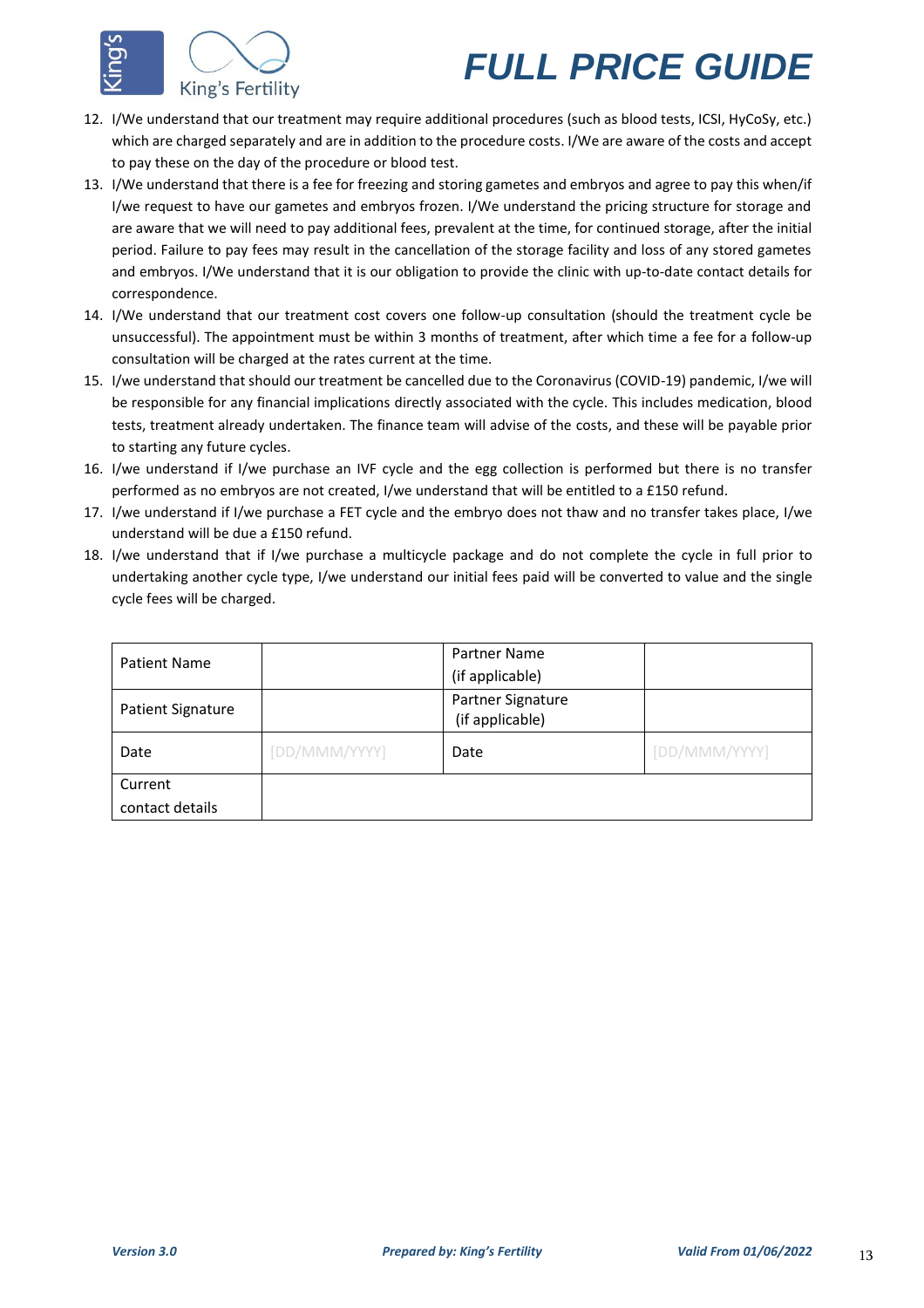12. I/We understand that our treatment may require additional procedures (such as blood tests, ICSI, HyCoSy, etc.) which are charged separately and are in addition to the procedure costs. I/We are aware of the costs and accept to pay these on the day of the procedure or blood test.
13. I/We understand that there is a fee for freezing and storing gametes and embryos and agree to pay this when/if I/we request to have our gametes and embryos frozen. I/We understand the pricing structure for storage and are aware that we will need to pay additional fees, prevalent at the time, for continued storage, after the initial period. Failure to pay fees may result in the cancellation of the storage facility and loss of any stored gametes and embryos. I/We understand that it is our obligation to provide the clinic with up-to-date contact details for correspondence.
14. I/We understand that our treatment cost covers one follow-up consultation (should the treatment cycle be unsuccessful). The appointment must be within 3 months of treatment, after which time a fee for a follow-up consultation will be charged at the rates current at the time.
15. I/we understand that should our treatment be cancelled due to the Coronavirus (COVID-19) pandemic, I/we will be responsible for any financial implications directly associated with the cycle. This includes medication, blood tests, treatment already undertaken. The finance team will advise of the costs, and these will be payable prior to starting any future cycles.
16. I/we understand if I/we purchase an IVF cycle and the egg collection is performed but there is no transfer performed as no embryos are not created, I/we understand that will be entitled to a £150 refund.
17. I/we understand if I/we purchase a FET cycle and the embryo does not thaw and no transfer takes place, I/we understand will be due a £150 refund.
18. I/we understand that if I/we purchase a multicycle package and do not complete the cycle in full prior to undertaking another cycle type, I/we understand our initial fees paid will be converted to value and the single cycle fees will be charged.

| | | | |
|---|---|---|---|
| Patient Name | | Partner Name (if applicable) | |
| Patient Signature | | Partner Signature (if applicable) | |
| Date | [DD/MMM/YYYY] | Date | [DD/MMM/YYYY] |
| Current contact details | | | |